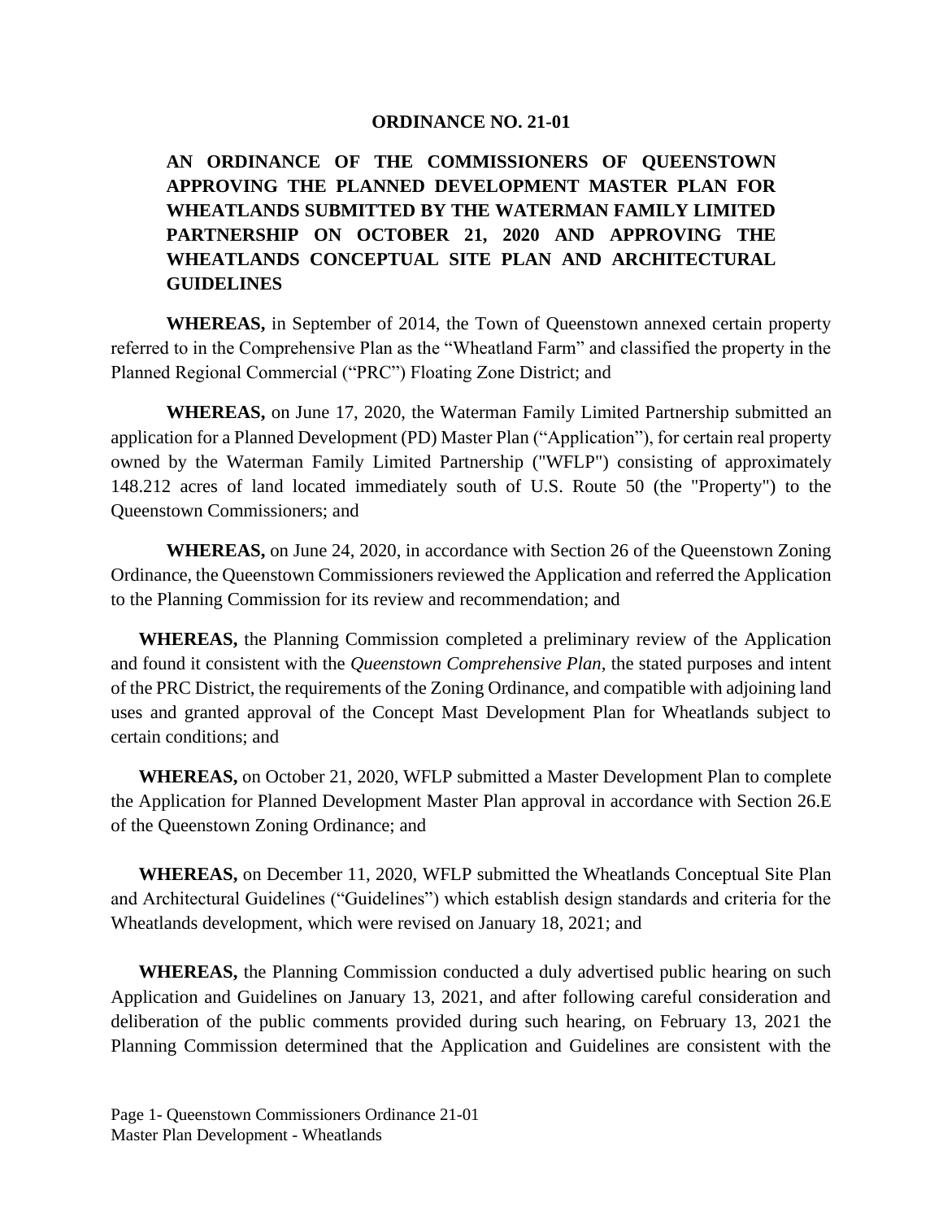**ORDINANCE NO. 21-01**

**AN ORDINANCE OF THE COMMISSIONERS OF QUEENSTOWN APPROVING THE PLANNED DEVELOPMENT MASTER PLAN FOR WHEATLANDS SUBMITTED BY THE WATERMAN FAMILY LIMITED PARTNERSHIP ON OCTOBER 21, 2020 AND APPROVING THE WHEATLANDS CONCEPTUAL SITE PLAN AND ARCHITECTURAL GUIDELINES**

**WHEREAS,** in September of 2014, the Town of Queenstown annexed certain property referred to in the Comprehensive Plan as the "Wheatland Farm" and classified the property in the Planned Regional Commercial ("PRC") Floating Zone District; and

**WHEREAS,** on June 17, 2020, the Waterman Family Limited Partnership submitted an application for a Planned Development (PD) Master Plan ("Application"), for certain real property owned by the Waterman Family Limited Partnership ("WFLP") consisting of approximately 148.212 acres of land located immediately south of U.S. Route 50 (the "Property") to the Queenstown Commissioners; and

**WHEREAS,** on June 24, 2020, in accordance with Section 26 of the Queenstown Zoning Ordinance, the Queenstown Commissioners reviewed the Application and referred the Application to the Planning Commission for its review and recommendation; and

**WHEREAS,** the Planning Commission completed a preliminary review of the Application and found it consistent with the *Queenstown Comprehensive Plan,* the stated purposes and intent of the PRC District, the requirements of the Zoning Ordinance, and compatible with adjoining land uses and granted approval of the Concept Mast Development Plan for Wheatlands subject to certain conditions; and

**WHEREAS,** on October 21, 2020, WFLP submitted a Master Development Plan to complete the Application for Planned Development Master Plan approval in accordance with Section 26.E of the Queenstown Zoning Ordinance; and

**WHEREAS,** on December 11, 2020, WFLP submitted the Wheatlands Conceptual Site Plan and Architectural Guidelines ("Guidelines") which establish design standards and criteria for the Wheatlands development, which were revised on January 18, 2021; and

**WHEREAS,** the Planning Commission conducted a duly advertised public hearing on such Application and Guidelines on January 13, 2021, and after following careful consideration and deliberation of the public comments provided during such hearing, on February 13, 2021 the Planning Commission determined that the Application and Guidelines are consistent with the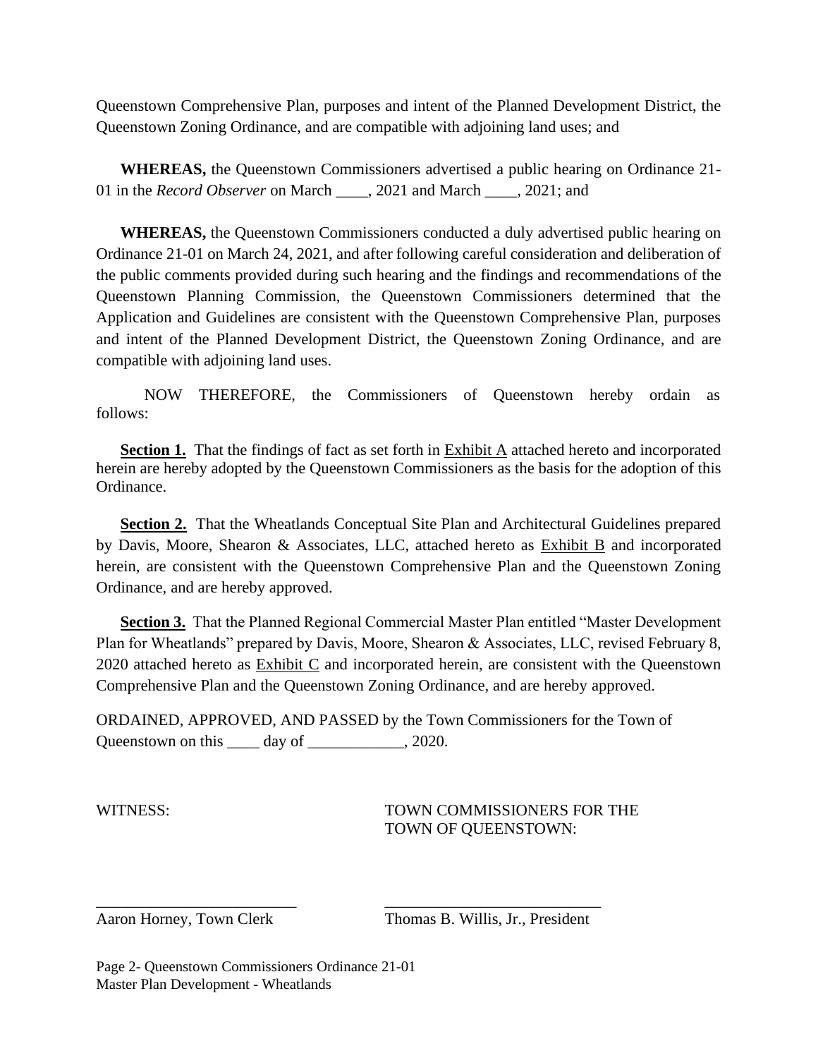Queenstown Comprehensive Plan, purposes and intent of the Planned Development District, the Queenstown Zoning Ordinance, and are compatible with adjoining land uses; and

**WHEREAS,** the Queenstown Commissioners advertised a public hearing on Ordinance 21-01 in the *Record Observer* on March ____, 2021 and March ____, 2021; and

**WHEREAS,** the Queenstown Commissioners conducted a duly advertised public hearing on Ordinance 21-01 on March 24, 2021, and after following careful consideration and deliberation of the public comments provided during such hearing and the findings and recommendations of the Queenstown Planning Commission, the Queenstown Commissioners determined that the Application and Guidelines are consistent with the Queenstown Comprehensive Plan, purposes and intent of the Planned Development District, the Queenstown Zoning Ordinance, and are compatible with adjoining land uses.

NOW THEREFORE, the Commissioners of Queenstown hereby ordain as follows:

**Section 1.** That the findings of fact as set forth in Exhibit A attached hereto and incorporated herein are hereby adopted by the Queenstown Commissioners as the basis for the adoption of this Ordinance.

**Section 2.** That the Wheatlands Conceptual Site Plan and Architectural Guidelines prepared by Davis, Moore, Shearon & Associates, LLC, attached hereto as Exhibit B and incorporated herein, are consistent with the Queenstown Comprehensive Plan and the Queenstown Zoning Ordinance, and are hereby approved.

**Section 3.** That the Planned Regional Commercial Master Plan entitled "Master Development Plan for Wheatlands" prepared by Davis, Moore, Shearon & Associates, LLC, revised February 8, 2020 attached hereto as Exhibit C and incorporated herein, are consistent with the Queenstown Comprehensive Plan and the Queenstown Zoning Ordinance, and are hereby approved.

ORDAINED, APPROVED, AND PASSED by the Town Commissioners for the Town of Queenstown on this ____ day of ____________, 2020.

WITNESS:

TOWN COMMISSIONERS FOR THE TOWN OF QUEENSTOWN:

_________________________
Aaron Horney, Town Clerk

___________________________
Thomas B. Willis, Jr., President

Page 2- Queenstown Commissioners Ordinance 21-01
Master Plan Development - Wheatlands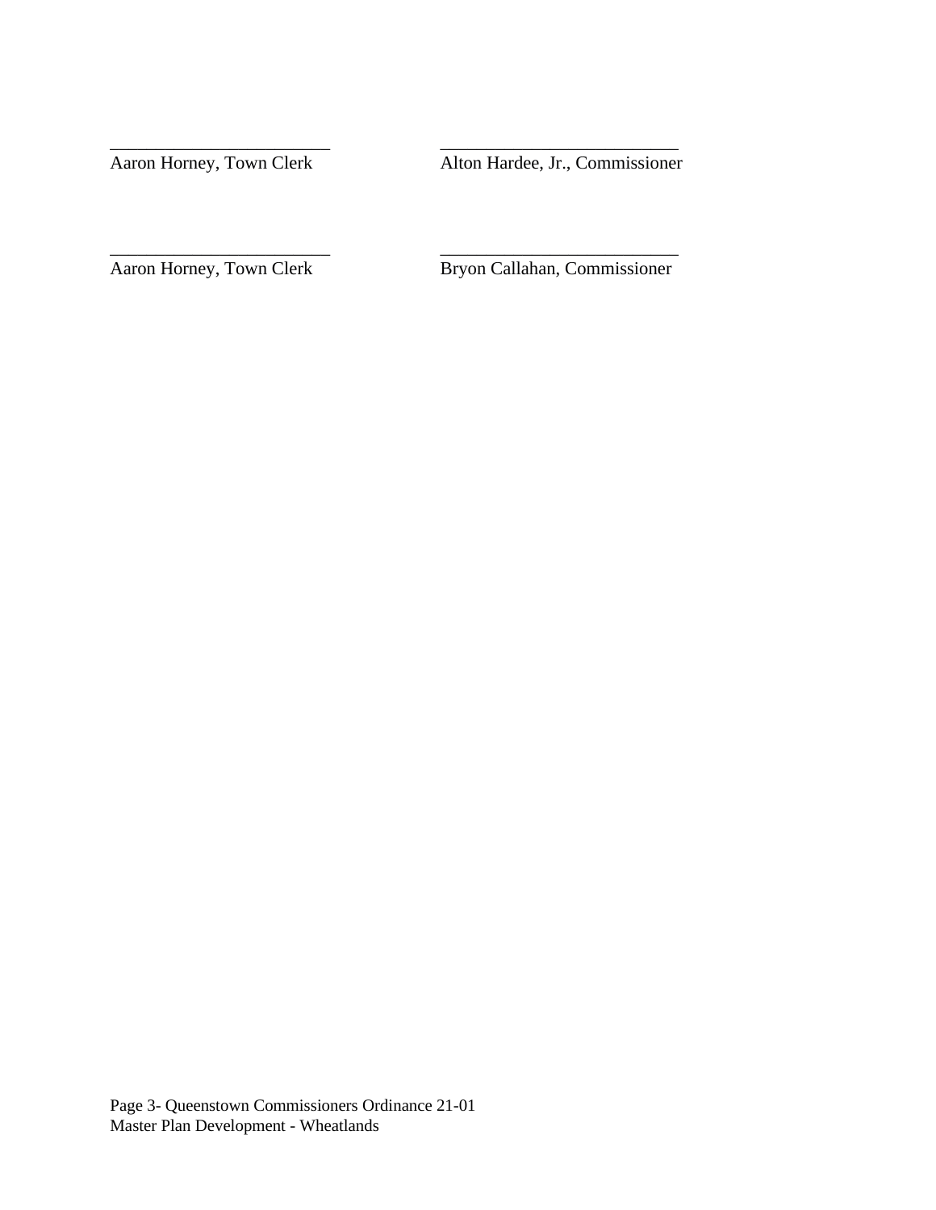\_\_\_\_\_\_\_\_\_\_\_\_\_\_\_\_\_\_\_\_\_\_\_\_ \_\_\_\_\_\_\_\_\_\_\_\_\_\_\_\_\_\_\_\_\_\_\_\_\_\_

Aaron Horney, Town Clerk Alton Hardee, Jr., Commissioner

\_\_\_\_\_\_\_\_\_\_\_\_\_\_\_\_\_\_\_\_\_\_\_\_ \_\_\_\_\_\_\_\_\_\_\_\_\_\_\_\_\_\_\_\_\_\_\_\_\_\_

Aaron Horney, Town Clerk Bryon Callahan, Commissioner